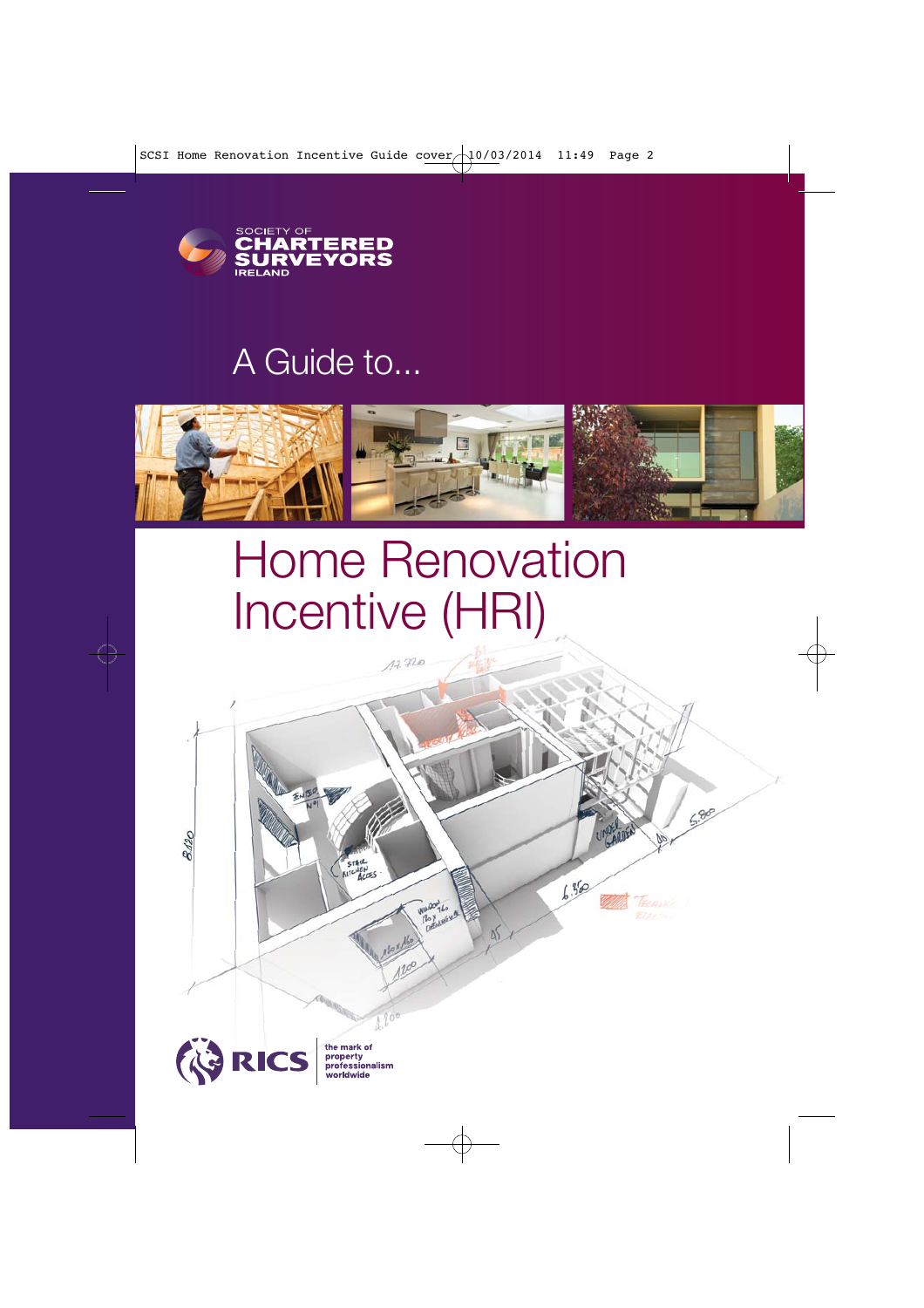SOCIETY OF CHARTERED SURVEYORS IRELAND

A Guide to...

# Home Renovation Incentive (HRI)

RICS

the mark of property professionalism worldwide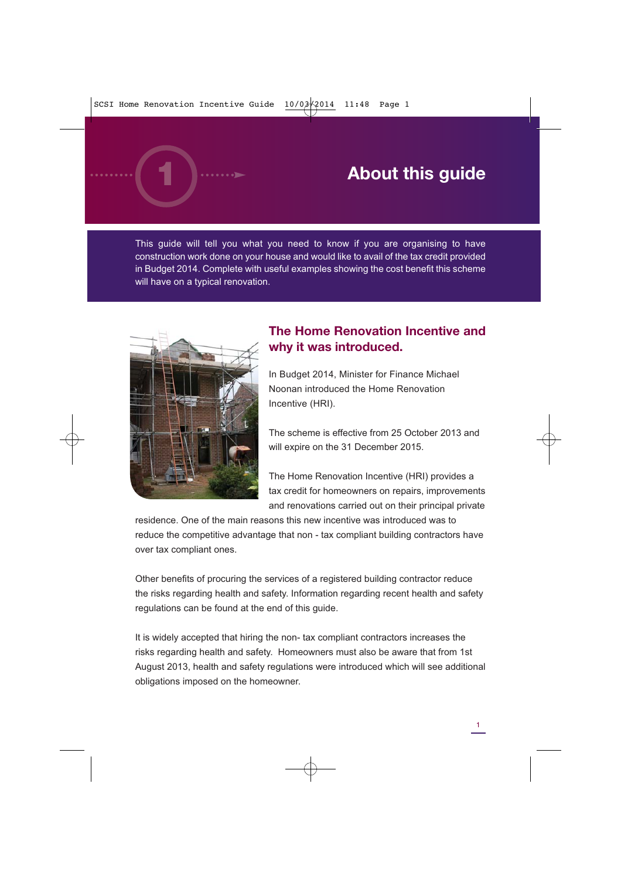# 1 About this guide

This guide will tell you what you need to know if you are organising to have construction work done on your house and would like to avail of the tax credit provided in Budget 2014. Complete with useful examples showing the cost benefit this scheme will have on a typical renovation.

## The Home Renovation Incentive and why it was introduced.

In Budget 2014, Minister for Finance Michael Noonan introduced the Home Renovation Incentive (HRI).

The scheme is effective from 25 October 2013 and will expire on the 31 December 2015.

The Home Renovation Incentive (HRI) provides a tax credit for homeowners on repairs, improvements and renovations carried out on their principal private residence. One of the main reasons this new incentive was introduced was to reduce the competitive advantage that non - tax compliant building contractors have over tax compliant ones.

Other benefits of procuring the services of a registered building contractor reduce the risks regarding health and safety. Information regarding recent health and safety regulations can be found at the end of this guide.

It is widely accepted that hiring the non- tax compliant contractors increases the risks regarding health and safety. Homeowners must also be aware that from 1st August 2013, health and safety regulations were introduced which will see additional obligations imposed on the homeowner.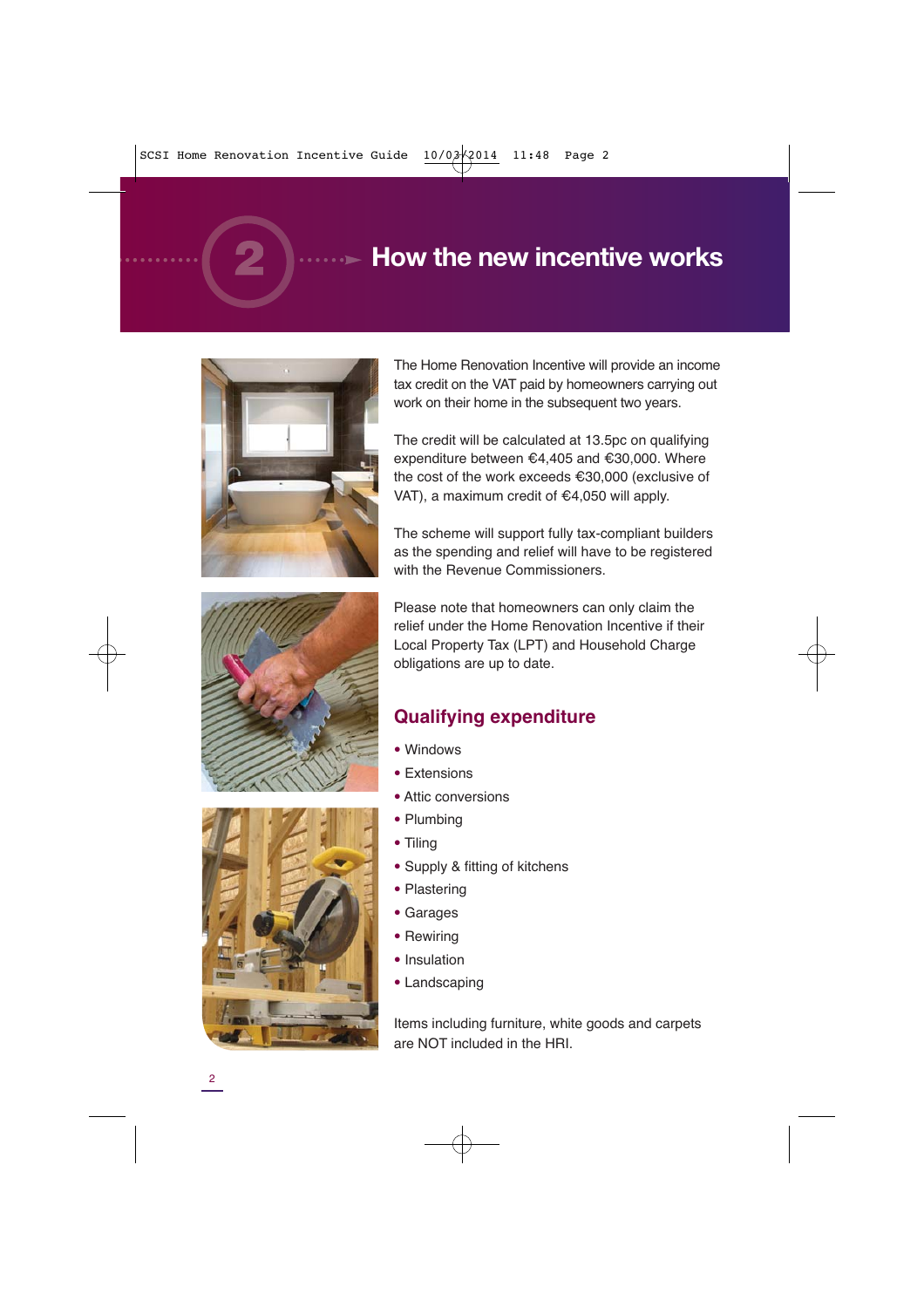## 2 How the new incentive works

The Home Renovation Incentive will provide an income tax credit on the VAT paid by homeowners carrying out work on their home in the subsequent two years.

The credit will be calculated at 13.5pc on qualifying expenditure between €4,405 and €30,000. Where the cost of the work exceeds €30,000 (exclusive of VAT), a maximum credit of €4,050 will apply.

The scheme will support fully tax-compliant builders as the spending and relief will have to be registered with the Revenue Commissioners.

Please note that homeowners can only claim the relief under the Home Renovation Incentive if their Local Property Tax (LPT) and Household Charge obligations are up to date.

### Qualifying expenditure

- Windows
- Extensions
- Attic conversions
- Plumbing
- Tiling
- Supply & fitting of kitchens
- Plastering
- Garages
- Rewiring
- Insulation
- Landscaping

Items including furniture, white goods and carpets are NOT included in the HRI.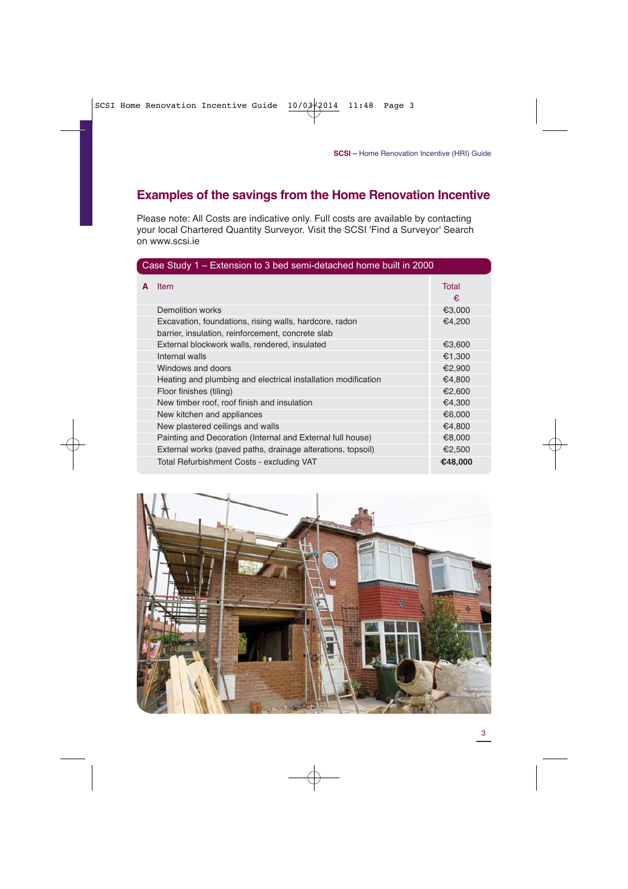## Examples of the savings from the Home Renovation Incentive

Please note: All Costs are indicative only. Full costs are available by contacting your local Chartered Quantity Surveyor. Visit the SCSI 'Find a Surveyor' Search on www.scsi.ie

**Case Study 1 – Extension to 3 bed semi-detached home built in 2000**

| A | Item | Total € |
|---|---|---|
| | Demolition works | €3,000 |
| | Excavation, foundations, rising walls, hardcore, radon barrier, insulation, reinforcement, concrete slab | €4,200 |
| | External blockwork walls, rendered, insulated | €3,600 |
| | Internal walls | €1,300 |
| | Windows and doors | €2,900 |
| | Heating and plumbing and electrical installation modification | €4,800 |
| | Floor finishes (tiling) | €2,600 |
| | New timber roof, roof finish and insulation | €4,300 |
| | New kitchen and appliances | €6,000 |
| | New plastered ceilings and walls | €4,800 |
| | Painting and Decoration (Internal and External full house) | €8,000 |
| | External works (paved paths, drainage alterations, topsoil) | €2,500 |
| | Total Refurbishment Costs - excluding VAT | **€48,000** |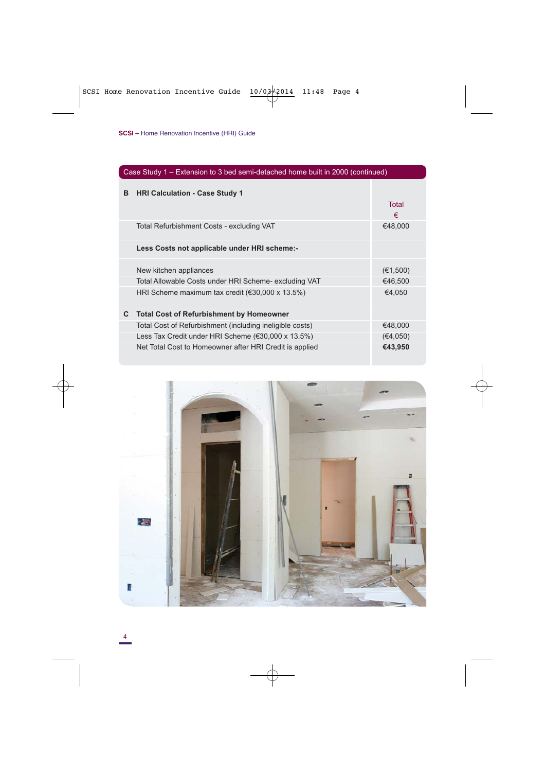## Case Study 1 – Extension to 3 bed semi-detached home built in 2000 (continued)

| | **B HRI Calculation - Case Study 1** | Total € |
|---|---|---|
| | Total Refurbishment Costs - excluding VAT | €48,000 |
| | **Less Costs not applicable under HRI scheme:-** | |
| | New kitchen appliances | (€1,500) |
| | Total Allowable Costs under HRI Scheme- excluding VAT | €46,500 |
| | HRI Scheme maximum tax credit (€30,000 x 13.5%) | €4,050 |
| **C** | **Total Cost of Refurbishment by Homeowner** | |
| | Total Cost of Refurbishment (including ineligible costs) | €48,000 |
| | Less Tax Credit under HRI Scheme (€30,000 x 13.5%) | (€4,050) |
| | Net Total Cost to Homeowner after HRI Credit is applied | **€43,950** |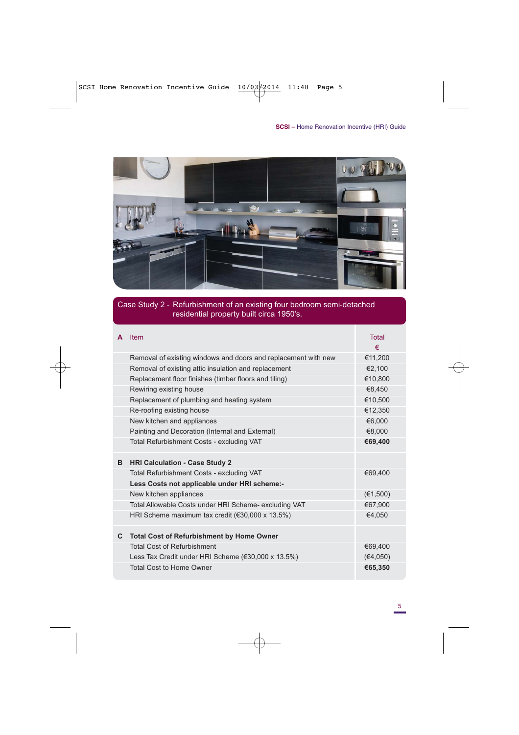## Case Study 2 - Refurbishment of an existing four bedroom semi-detached residential property built circa 1950's.

| A | Item | Total € |
|---|---|---|
| | Removal of existing windows and doors and replacement with new | €11,200 |
| | Removal of existing attic insulation and replacement | €2,100 |
| | Replacement floor finishes (timber floors and tiling) | €10,800 |
| | Rewiring existing house | €8,450 |
| | Replacement of plumbing and heating system | €10,500 |
| | Re-roofing existing house | €12,350 |
| | New kitchen and appliances | €6,000 |
| | Painting and Decoration (Internal and External) | €8,000 |
| | Total Refurbishment Costs - excluding VAT | **€69,400** |
| **B** | **HRI Calculation - Case Study 2** | |
| | Total Refurbishment Costs - excluding VAT | €69,400 |
| | **Less Costs not applicable under HRI scheme:-** | |
| | New kitchen appliances | (€1,500) |
| | Total Allowable Costs under HRI Scheme- excluding VAT | €67,900 |
| | HRI Scheme maximum tax credit (€30,000 x 13.5%) | €4,050 |
| **C** | **Total Cost of Refurbishment by Home Owner** | |
| | Total Cost of Refurbishment | €69,400 |
| | Less Tax Credit under HRI Scheme (€30,000 x 13.5%) | (€4,050) |
| | Total Cost to Home Owner | **€65,350** |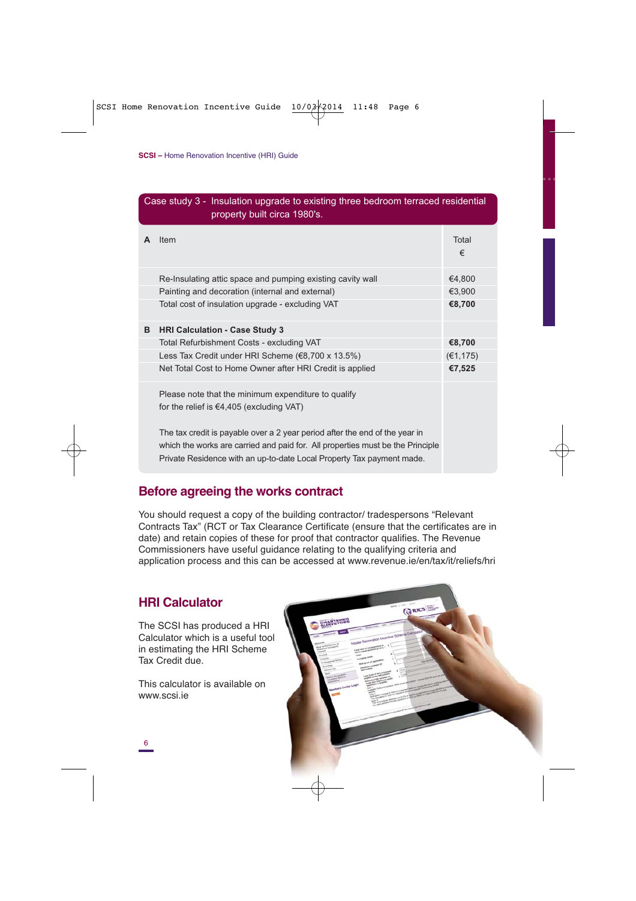## Case study 3 - Insulation upgrade to existing three bedroom terraced residential property built circa 1980's.

| A | Item | Total € |
|---|---|---|
| | Re-Insulating attic space and pumping existing cavity wall | €4,800 |
| | Painting and decoration (internal and external) | €3,900 |
| | Total cost of insulation upgrade - excluding VAT | **€8,700** |
| **B** | **HRI Calculation - Case Study 3** | |
| | Total Refurbishment Costs - excluding VAT | **€8,700** |
| | Less Tax Credit under HRI Scheme (€8,700 x 13.5%) | (€1,175) |
| | Net Total Cost to Home Owner after HRI Credit is applied | **€7,525** |
| | Please note that the minimum expenditure to qualify for the relief is €4,405 (excluding VAT)<br><br>The tax credit is payable over a 2 year period after the end of the year in which the works are carried and paid for. All properties must be the Principle Private Residence with an up-to-date Local Property Tax payment made. | |

## Before agreeing the works contract

You should request a copy of the building contractor/ tradespersons "Relevant Contracts Tax" (RCT or Tax Clearance Certificate (ensure that the certificates are in date) and retain copies of these for proof that contractor qualifies. The Revenue Commissioners have useful guidance relating to the qualifying criteria and application process and this can be accessed at www.revenue.ie/en/tax/it/reliefs/hri

## HRI Calculator

The SCSI has produced a HRI Calculator which is a useful tool in estimating the HRI Scheme Tax Credit due.

This calculator is available on www.scsi.ie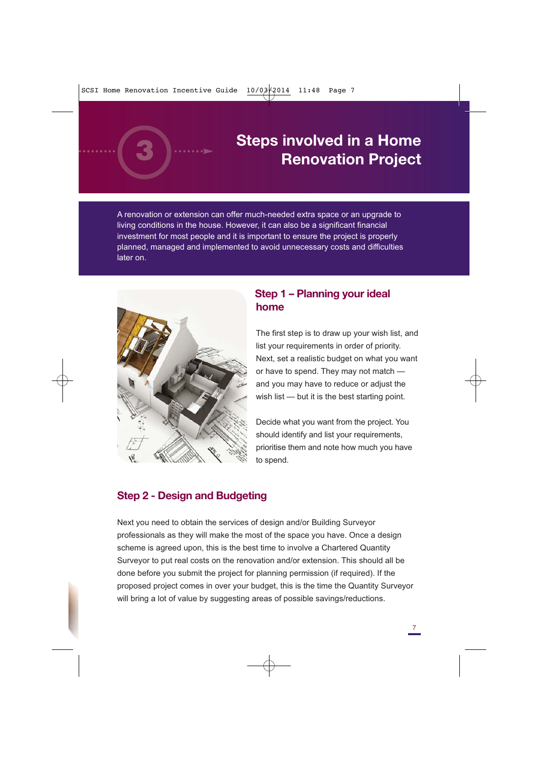# 3 Steps involved in a Home Renovation Project

A renovation or extension can offer much-needed extra space or an upgrade to living conditions in the house. However, it can also be a significant financial investment for most people and it is important to ensure the project is properly planned, managed and implemented to avoid unnecessary costs and difficulties later on.

## Step 1 – Planning your ideal home

The first step is to draw up your wish list, and list your requirements in order of priority. Next, set a realistic budget on what you want or have to spend. They may not match — and you may have to reduce or adjust the wish list — but it is the best starting point.

Decide what you want from the project. You should identify and list your requirements, prioritise them and note how much you have to spend.

## Step 2 - Design and Budgeting

Next you need to obtain the services of design and/or Building Surveyor professionals as they will make the most of the space you have. Once a design scheme is agreed upon, this is the best time to involve a Chartered Quantity Surveyor to put real costs on the renovation and/or extension. This should all be done before you submit the project for planning permission (if required). If the proposed project comes in over your budget, this is the time the Quantity Surveyor will bring a lot of value by suggesting areas of possible savings/reductions.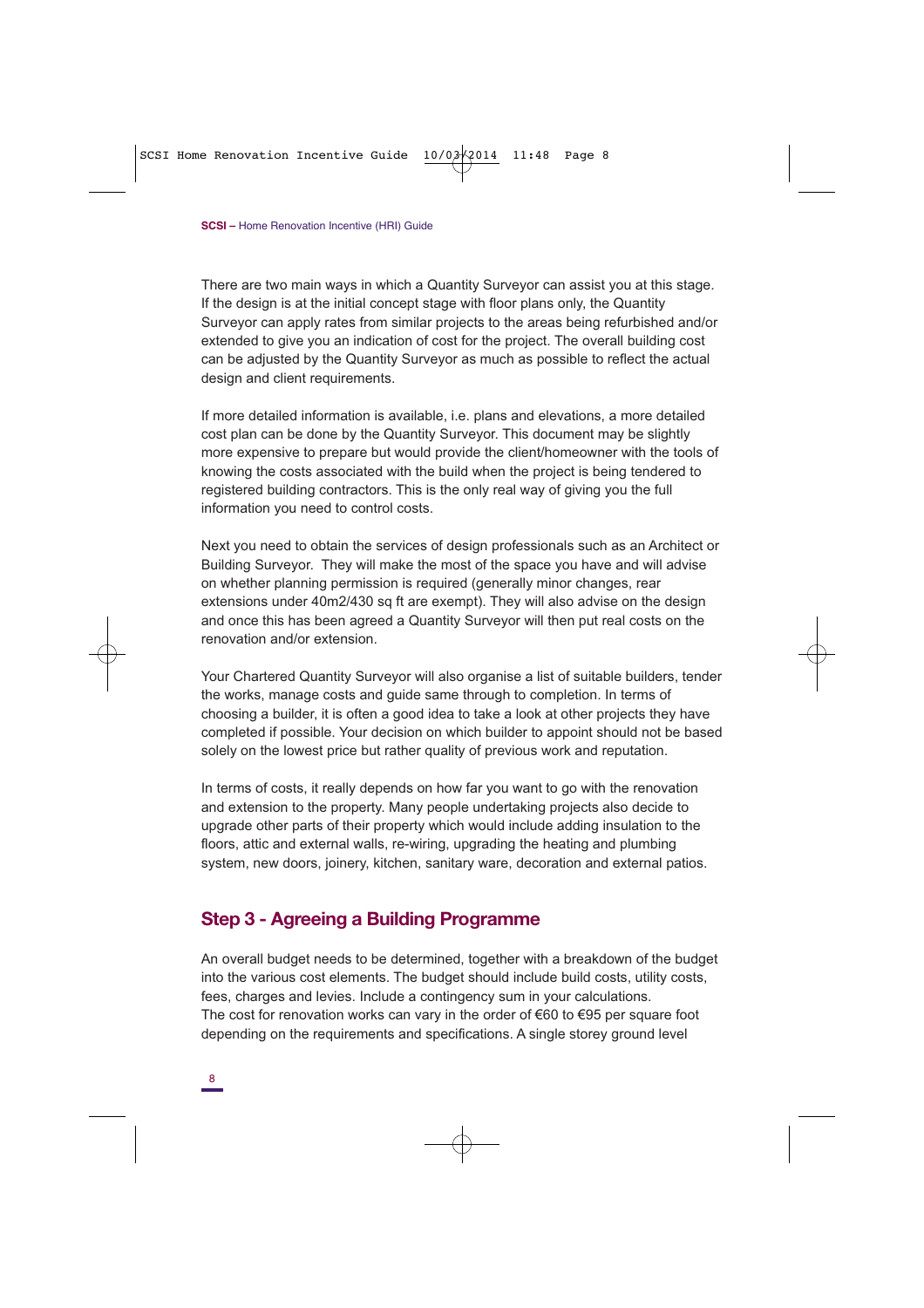There are two main ways in which a Quantity Surveyor can assist you at this stage. If the design is at the initial concept stage with floor plans only, the Quantity Surveyor can apply rates from similar projects to the areas being refurbished and/or extended to give you an indication of cost for the project. The overall building cost can be adjusted by the Quantity Surveyor as much as possible to reflect the actual design and client requirements.

If more detailed information is available, i.e. plans and elevations, a more detailed cost plan can be done by the Quantity Surveyor. This document may be slightly more expensive to prepare but would provide the client/homeowner with the tools of knowing the costs associated with the build when the project is being tendered to registered building contractors. This is the only real way of giving you the full information you need to control costs.

Next you need to obtain the services of design professionals such as an Architect or Building Surveyor. They will make the most of the space you have and will advise on whether planning permission is required (generally minor changes, rear extensions under 40m2/430 sq ft are exempt). They will also advise on the design and once this has been agreed a Quantity Surveyor will then put real costs on the renovation and/or extension.

Your Chartered Quantity Surveyor will also organise a list of suitable builders, tender the works, manage costs and guide same through to completion. In terms of choosing a builder, it is often a good idea to take a look at other projects they have completed if possible. Your decision on which builder to appoint should not be based solely on the lowest price but rather quality of previous work and reputation.

In terms of costs, it really depends on how far you want to go with the renovation and extension to the property. Many people undertaking projects also decide to upgrade other parts of their property which would include adding insulation to the floors, attic and external walls, re-wiring, upgrading the heating and plumbing system, new doors, joinery, kitchen, sanitary ware, decoration and external patios.

## Step 3 - Agreeing a Building Programme

An overall budget needs to be determined, together with a breakdown of the budget into the various cost elements. The budget should include build costs, utility costs, fees, charges and levies. Include a contingency sum in your calculations.
The cost for renovation works can vary in the order of €60 to €95 per square foot depending on the requirements and specifications. A single storey ground level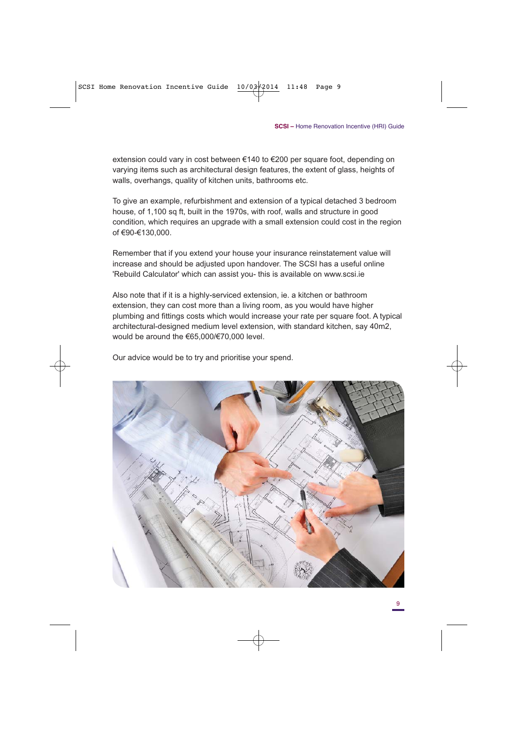extension could vary in cost between €140 to €200 per square foot, depending on varying items such as architectural design features, the extent of glass, heights of walls, overhangs, quality of kitchen units, bathrooms etc.

To give an example, refurbishment and extension of a typical detached 3 bedroom house, of 1,100 sq ft, built in the 1970s, with roof, walls and structure in good condition, which requires an upgrade with a small extension could cost in the region of €90-€130,000.

Remember that if you extend your house your insurance reinstatement value will increase and should be adjusted upon handover. The SCSI has a useful online 'Rebuild Calculator' which can assist you- this is available on www.scsi.ie

Also note that if it is a highly-serviced extension, ie. a kitchen or bathroom extension, they can cost more than a living room, as you would have higher plumbing and fittings costs which would increase your rate per square foot. A typical architectural-designed medium level extension, with standard kitchen, say 40m2, would be around the €65,000/€70,000 level.

Our advice would be to try and prioritise your spend.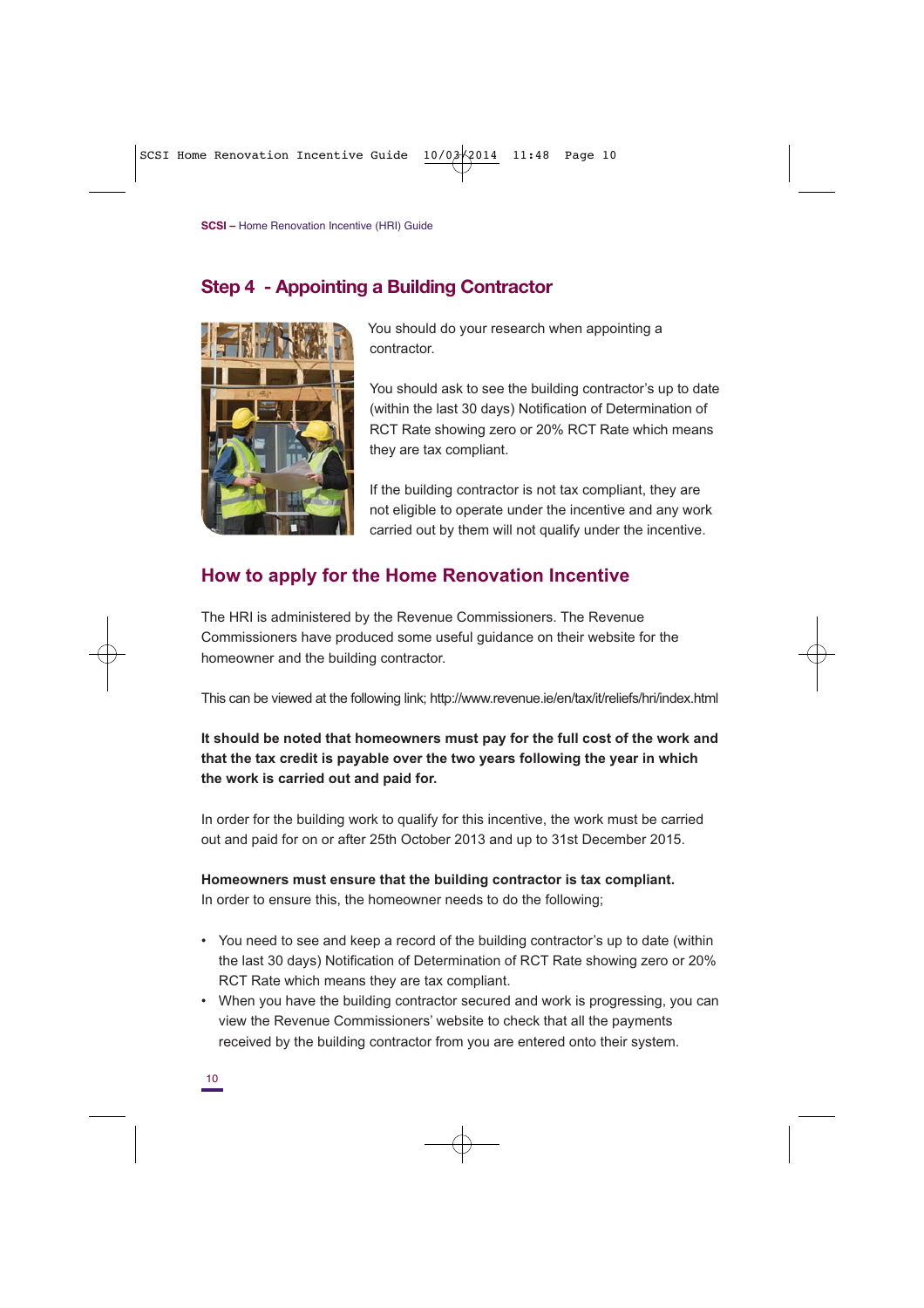## Step 4 - Appointing a Building Contractor

You should do your research when appointing a contractor.

You should ask to see the building contractor's up to date (within the last 30 days) Notification of Determination of RCT Rate showing zero or 20% RCT Rate which means they are tax compliant.

If the building contractor is not tax compliant, they are not eligible to operate under the incentive and any work carried out by them will not qualify under the incentive.

## How to apply for the Home Renovation Incentive

The HRI is administered by the Revenue Commissioners. The Revenue Commissioners have produced some useful guidance on their website for the homeowner and the building contractor.

This can be viewed at the following link; http://www.revenue.ie/en/tax/it/reliefs/hri/index.html

**It should be noted that homeowners must pay for the full cost of the work and that the tax credit is payable over the two years following the year in which the work is carried out and paid for.**

In order for the building work to qualify for this incentive, the work must be carried out and paid for on or after 25th October 2013 and up to 31st December 2015.

**Homeowners must ensure that the building contractor is tax compliant.**
In order to ensure this, the homeowner needs to do the following;

- You need to see and keep a record of the building contractor's up to date (within the last 30 days) Notification of Determination of RCT Rate showing zero or 20% RCT Rate which means they are tax compliant.
- When you have the building contractor secured and work is progressing, you can view the Revenue Commissioners' website to check that all the payments received by the building contractor from you are entered onto their system.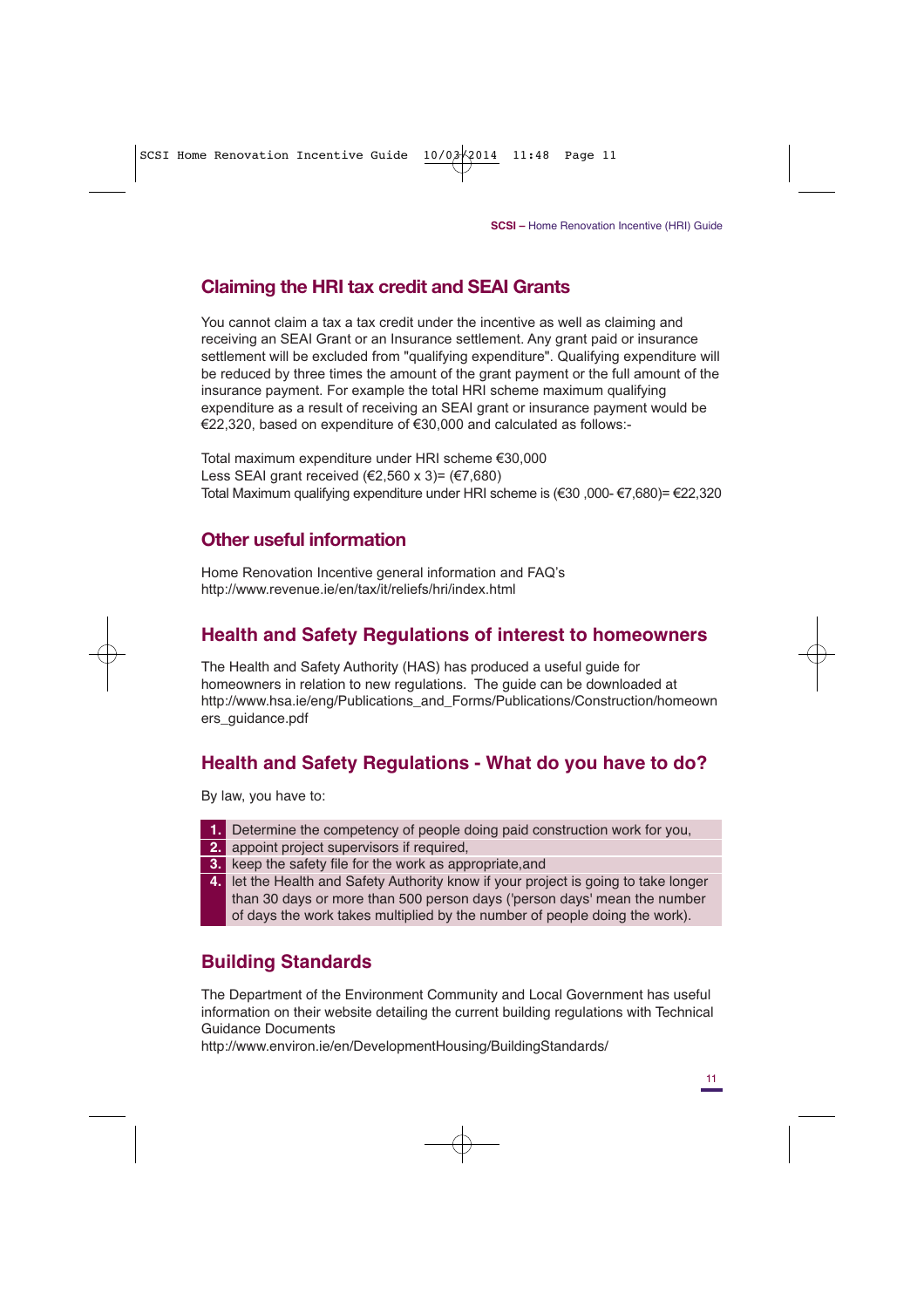## Claiming the HRI tax credit and SEAI Grants

You cannot claim a tax a tax credit under the incentive as well as claiming and receiving an SEAI Grant or an Insurance settlement. Any grant paid or insurance settlement will be excluded from "qualifying expenditure". Qualifying expenditure will be reduced by three times the amount of the grant payment or the full amount of the insurance payment. For example the total HRI scheme maximum qualifying expenditure as a result of receiving an SEAI grant or insurance payment would be €22,320, based on expenditure of €30,000 and calculated as follows:-

Total maximum expenditure under HRI scheme €30,000
Less SEAI grant received (€2,560 x 3)= (€7,680)
Total Maximum qualifying expenditure under HRI scheme is (€30 ,000- €7,680)= €22,320

## Other useful information

Home Renovation Incentive general information and FAQ's
http://www.revenue.ie/en/tax/it/reliefs/hri/index.html

## Health and Safety Regulations of interest to homeowners

The Health and Safety Authority (HAS) has produced a useful guide for homeowners in relation to new regulations. The guide can be downloaded at http://www.hsa.ie/eng/Publications_and_Forms/Publications/Construction/homeowners_guidance.pdf

## Health and Safety Regulations - What do you have to do?

By law, you have to:

1. Determine the competency of people doing paid construction work for you,
2. appoint project supervisors if required,
3. keep the safety file for the work as appropriate,and
4. let the Health and Safety Authority know if your project is going to take longer than 30 days or more than 500 person days ('person days' mean the number of days the work takes multiplied by the number of people doing the work).

## Building Standards

The Department of the Environment Community and Local Government has useful information on their website detailing the current building regulations with Technical Guidance Documents
http://www.environ.ie/en/DevelopmentHousing/BuildingStandards/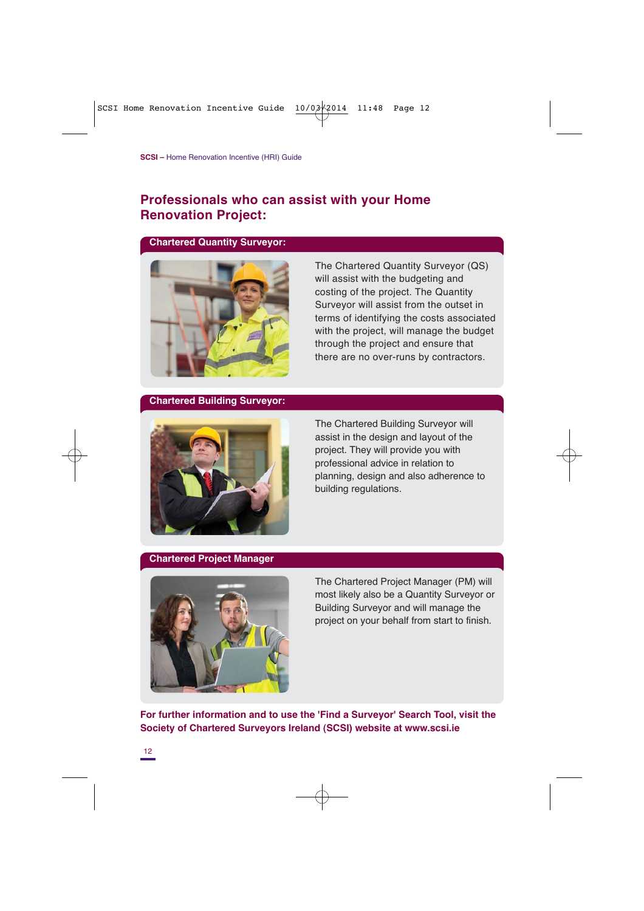## Professionals who can assist with your Home Renovation Project:

### Chartered Quantity Surveyor:

The Chartered Quantity Surveyor (QS) will assist with the budgeting and costing of the project. The Quantity Surveyor will assist from the outset in terms of identifying the costs associated with the project, will manage the budget through the project and ensure that there are no over-runs by contractors.

### Chartered Building Surveyor:

The Chartered Building Surveyor will assist in the design and layout of the project. They will provide you with professional advice in relation to planning, design and also adherence to building regulations.

### Chartered Project Manager

The Chartered Project Manager (PM) will most likely also be a Quantity Surveyor or Building Surveyor and will manage the project on your behalf from start to finish.

**For further information and to use the 'Find a Surveyor' Search Tool, visit the Society of Chartered Surveyors Ireland (SCSI) website at www.scsi.ie**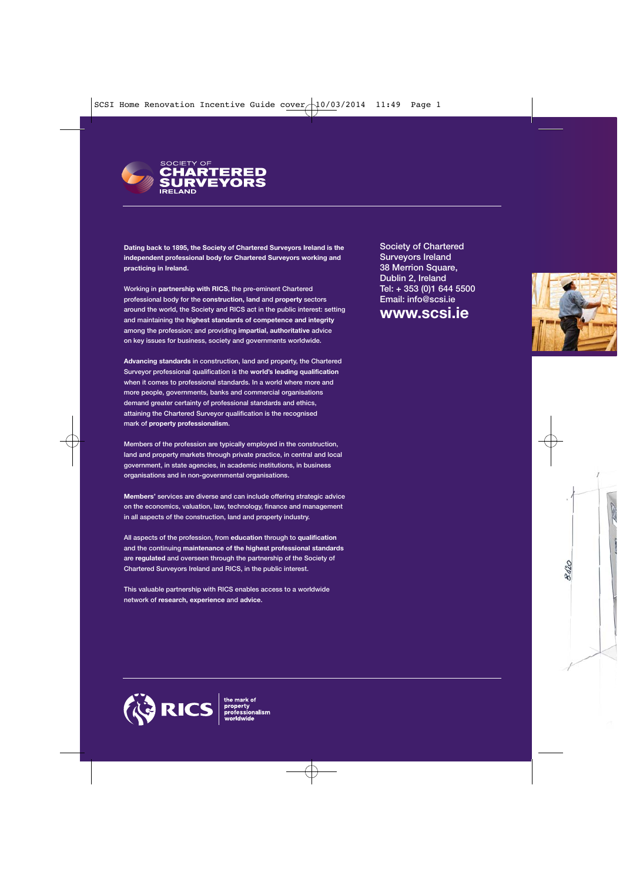SOCIETY OF
**CHARTERED SURVEYORS**
IRELAND

**Dating back to 1895, the Society of Chartered Surveyors Ireland is the independent professional body for Chartered Surveyors working and practicing in Ireland.**

Working in **partnership with RICS**, the pre-eminent Chartered professional body for the **construction, land** and **property** sectors around the world, the Society and RICS act in the public interest: setting and maintaining the **highest standards of competence and integrity** among the profession; and providing **impartial, authoritative** advice on key issues for business, society and governments worldwide.

**Advancing standards** in construction, land and property, the Chartered Surveyor professional qualification is the **world's leading qualification** when it comes to professional standards. In a world where more and more people, governments, banks and commercial organisations demand greater certainty of professional standards and ethics, attaining the Chartered Surveyor qualification is the recognised mark of **property professionalism.**

Members of the profession are typically employed in the construction, land and property markets through private practice, in central and local government, in state agencies, in academic institutions, in business organisations and in non-governmental organisations.

**Members'** services are diverse and can include offering strategic advice on the economics, valuation, law, technology, finance and management in all aspects of the construction, land and property industry.

All aspects of the profession, from **education** through to **qualification** and the continuing **maintenance of the highest professional standards** are **regulated** and overseen through the partnership of the Society of Chartered Surveyors Ireland and RICS, in the public interest.

This valuable partnership with RICS enables access to a worldwide network of **research, experience** and **advice.**

Society of Chartered Surveyors Ireland
38 Merrion Square,
Dublin 2, Ireland
Tel: + 353 (0)1 644 5500
Email: info@scsi.ie

**www.scsi.ie**

RICS — the mark of property professionalism worldwide